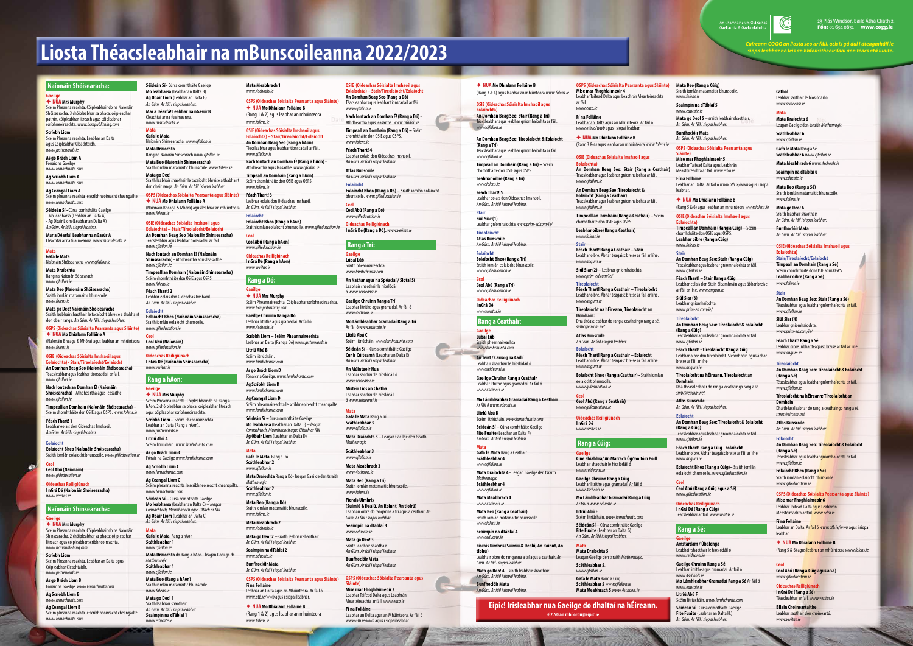# Liosta Théacsleabhair na mBunscoileanna 2022/2023

An Chomhairle um Oideachas Gaeltachta & Gaelscolaíochta

23 Plás Windsor, Baile Átha Cliath 2.
**Fón:** 01 634 0831 **www.cogg.ie**

*Cuireann COGG an liosta seo ar fáil, ach is gá dul i dteagmháil le siopa leabhar nó leis an bhfoilsitheoir faoi aon téacs atá luaite.*

## Naíonáin Shóisearacha:

### Gaeilge

✦ **NUA Mrs Murphy**
Scéim Pheannaireachta. Cóipleabhair do na Naíonáin Shóisearacha. 3 chóipleabhar sa phaca: cóipleabhar patrún, cóipleabhar litreach agus cóipleabhar scríbhneoireachta. *www.bcmpublishing.com*

**Scríobh Liom**
Scéim Pheannaireachta. Leabhar an Dalta agus Cóipleabhar Cleachtaidh.
*www.justwords.ie*

**As go Brách Liom A**
Fónaic na Gaeilge
*www.lamhchunta.com*

**Ag Scríobh Liom A**
*www.lamhchunta.com*

**Ag Ceangal Liom A**
Scéim pheannaireachta le scríbhneoireacht cheangailte.
*www.lamhchunta.com*

**Séideán Sí** - Cúrsa comhtháite Gaeilge
- Mo leabharsa (Leabhar an Dalta A)
- Ag Obair Liom (Leabhar an Dalta A)
*An Gúm. Ar fáil i siopaí leabhar.*

**Mar a Déarfá! Leabhar na nGasúr A**
Cleachtaí ar na fuaimeanna. *www.maradearfa.ie*

### Mata

**Gafa le Mata**
Naíonáin Shóisearacha *www.cjfallon.ie*

**Mata Draíochta**
Rang na Naíonán Sóisearach
*www.cjfallon.ie*

**Mata Beo (Naíonáin Shóisearacha)**
Sraith iomlán matamaitic bhunscoile.
*www.folens.ie*

**Mata go Deo! Naíonáin Shóisearacha**
Sraith leabhair shaothair le tacaíocht bhreise a thabhairt don obair ranga. *An Gúm. Ar fáil i siopaí leabhar.*

### OSPS (Oideachas Sóisialta Pearsanta agus Sláinte)

✦ **NUA Mo Dhialann Folláine A**
(Naíonáin Bheaga & Mhóra) agus leabhar an mhúinteora
*www.folens.ie*

### OSIE (Oideachas Sóisialta Imshaoil agus Eolaíochta) - Stair/Tíreolaíocht/Eolaíocht

**An Domhan Beag Seo (Naíonáin Shóisearacha)**
Téacsleabhar agus leabhar tionscadail ar fáil.
*www.cjfallon.ie*

**Nach Iontach an Domhan É! (Naíonáin Shóisearacha)** - Athdheartha agus leasaithe.
*www.cjfallon.ie*

**Timpeall an Domhain (Naíonáin Shóisearacha)** – Scéim chomhtháite don OSIE agus OSPS. *www.folens.ie*

**Féach Thart! 1**
Leabhar eolais don Oideachas Imshaoil.
*An Gúm. Ar fáil i siopaí leabhar.*

### Eolaíocht

**Eolaíocht Bheo (Naíonáin Shóisearacha)**
Sraith iomlán eolaíocht bhunscoile. *www.gilleducation.ie*

### Ceol

**Ceol Abú (Naíonáin)**
*www.gilleducation.ie*

### Oideachas Reiligiúnach

**I nGrá Dé (Naíonáin Shóisearacha)**
*www.veritas.ie*

## Naíonáin Shinsearacha:

### Gaeilge

✦ **NUA Mrs Murphy**
Scéim Pheannaireachta. Cóipleabhair do na Naíonáin Shinsearacha. 2 chóipleabhar sa phaca: cóipleabhar litreach agus cóipleabhar scríbhneoireachta.
*www.bcmpublishing.com*

**Scríobh Liom**
Scéim Pheannaireachta. Leabhar an Dalta agus Cóipleabhar Cleachtaidh.
*www.justwords.ie*

**As go Brách Liom B**
Fónaic na Gaeilge. *www.lamhchunta.com*

**Ag Scríobh Liom B**
*www.lamhchunta.com*

**Ag Ceangal Liom B**
Scéim pheannaireachta le scríbhneoireacht cheangailte.
*www.lamhchunta.com*

**Séideán Sí** - Cúrsa comhtháite Gaeilge
**Mo leabharsa** (Leabhar an Dalta B)
**Ag Obair Liom** (Leabhar an Dalta B)
*An Gúm. Ar fáil i siopaí leabhar.*

**Mar a Déarfá! Leabhar na nGasúr B**
Cleachtaí ar na fuaimeanna.
*www.maradearfa.ie*

### Mata

**Gafa le Mata**
Naíonáin Shinsearacha. *www.cjfallon.ie*

**Mata Draíochta**
Rang na Naíonán Sinsearach *www.cjfallon.ie*

**Mata Beo (Naíonáin Shinsearacha)**
Sraith iomlán matamaitic bhunscoile. *www.folens.ie*

**Mata go Deo!**
Sraith leabhair shaothair le tacaíocht bhreise a thabhairt don obair ranga. *An Gúm. Ar fáil i siopaí leabhar.*

### OSPS (Oideachas Sóisialta Pearsanta agus Sláinte)

✦ **NUA Mo Dhialann Folláine A**
(Naíonáin Bheaga & Mhóra) agus leabhar an mhúinteora
*www.folens.ie*

### OSIE (Oideachas Sóisialta Imshaoil agus Eolaíochta) – Stair/Tíreolaíocht/Eolaíocht

**An Domhan Beag Seo (Naíonáin Shinsearacha)**
Téacsleabhar agus leabhar tionscadail ar fáil.
*www.cjfallon.ie*

**Nach Iontach an Domhan É! (Naíonáin Shinsearacha)** - Athdheartha agus leasaithe.
*www.cjfallon.ie*

**Timpeall an Domhain (Naíonáin Shinsearacha)** – Scéim chomhtháite don OSIE agus OSPS.
*www.folens.ie*

**Féach Thart! 2**
Leabhar eolais don Oideachas Imshaoil.
*An Gúm. Ar fáil i siopaí leabhar.*

### Eolaíocht

**Eolaíocht Bheo (Naíonáin Shinsearacha)**
Sraith iomlán eolaíocht bhunscoile.
*www.gilleducation.ie*

### Ceol

**Ceol Abú (Naíonáin)**
*www.gilleducation.ie*

### Oideachas Reiligiúnach

**I nGrá Dé (Naíonáin Shinsearacha)**
*www.veritas.ie*

## Rang a hAon:

### Gaeilge

✦ **NUA Mrs Murphy**
Scéim Pheannaireachta. Cóipleabhair do na Rang a hAon. 2 chóipleabhar sa phaca: cóipleabhar litreach agus cóipleabhar scríbhneoireachta.

**Scríobh Liom** – Scéim Pheannaireachta
Leabhar an Dalta (Rang a hAon).
*www.justwords.ie*

**Litriú Abú A**
Scéim litriúcháin. *www.lamhchunta.com*

**As go Brách Liom C**
Fónaic na Gaeilge *www.lamhchunta.com*

**Ag Scríobh Liom C**
*www.lamhchunta.com*

**Ag Ceangal Liom C**
Scéim pheannaireachta le scríbhneoireacht cheangailte.
*www.lamhchunta.com*

**Séideán Sí** – Cúrsa comhtháite Gaeilge
**Mo leabharsa** (Leabhar an Dalta C) – *Leagan Connachtach, Muimhneach agus Ultach ar fáil*
**Ag Obair Liom** (Leabhar an Dalta C)
*An Gúm. Ar fáil i siopaí leabhar.*

### Mata

**Gafa le Mata** Rang a hAon
**Scáthleabhar 1**
*www.cjfallon.ie*

**Mata Draíochta** do Rang a hAon - leagan Gaeilge de *Mathemagic*
**Scáthleabhar 1**
*www.cjfallon.ie*

**Mata Beo (Rang a hAon)**
Sraith iomlán matamaitic bhunscoile.
*www.folens.ie*

**Mata go Deo! 1**
Sraith leabhair shaothair.
*An Gúm. Ar fáil i siopaí leabhar.*

**Seaimpín na dTáblaí 1**
*www.educate.ie*

**Mata Meabhrach 1**
*www.4schools.ie*

### OSPS (Oideachas Sóisialta Pearsanta agus Sláinte)

✦ **NUA Mo Dhialann Folláine B**
(Rang 1 & 2) agus leabhar an mhúinteora
*www.folens.ie*

### OSIE (Oideachas Sóisialta Imshaoil agus Eolaíochta) – Stair/Tíreolaíocht/Eolaíocht

**An Domhan Beag Seo (Rang a hAon)**
Téacsleabhar agus leabhar tionscadail ar fáil.
*www.cjfallon.ie*

**Nach Iontach an Domhan É! (Rang a hAon)** - Athdheartha agus leasaithe. *www.cjfallon.ie*

**Timpeall an Domhain (Rang a hAon)**
Scéim chomhtháite don OSIE agus OSPS.
*www.folens.ie*

**Féach Thart! 3**
Leabhar eolais don Oideachas Imshaoil.
*An Gúm. Ar fáil i siopaí leabhar.*

### Eolaíocht

**Eolaíocht Bheo (Rang a hAon)**
Sraith iomlán eolaíocht bhunscoile. *www.gilleducation.ie*

### Ceol

**Ceol Abú (Rang a hAon)**
*www.gilleducation.ie*

### Oideachas Reiligiúnach

**I nGrá Dé (Rang a hAon)**
*www.veritas.ie*

## Rang a Dó:

### Gaeilge

✦ **NUA Mrs Murphy**
Scéim Pheannaireachta. Cóipleabhair scríbhneoireachta.
*www.bcmpublishing.com*

**Gaeilge Chruinn Rang a Dó**
Leabhar litrithe agus gramadaí. Ar fáil ó
*www.4schools.ie*

**Scríobh Liom – Scéim Pheannaireachta**
Leabhar an Dalta (Rang a Dó) *www.justwords.ie*

**Litriú Abú B**
Scéim litriúcháin.
*www.lamhchunta.com*

**As go Brách Liom D**
Fónaic na Gaeilge. *www.lamhchunta.com*

**Ag Scríobh Liom D**
*www.lamhchunta.com*

**Ag Ceangal Liom D**
Scéim pheannaireachta le scríbhneoireacht cheangailte.
*www.lamhchunta.com*

**Séideán Sí** – Cúrsa comhtháite Gaeilge
**Mo leabharsa** (Leabhar an Dalta D) – *leagan Connachtach, Muimhneach agus Ultach ar fáil*
**Ag Obair Liom** (Leabhar an Dalta D)
*An Gúm. Ar fáil i siopaí leabhar.*

### Mata

**Gafa le Mata** Rang a Dó
**Scáthleabhar 2**
*www.cjfallon.ie*

**Mata Draíochta** Rang a Dó - leagan Gaeilge den tsraith *Mathemagic*.
**Scáthleabhar 2**
*www.cjfallon.ie*

**Mata Beo (Rang a Dó)**
Sraith iomlán matamaitic bhunscoile.
*www.folens.ie*

**Mata Meabhrach 2**
*www.4schools.ie*

**Mata go Deo! 2** – sraith leabhair shaothair.
*An Gúm. Ar fáil i siopaí leabhar.*

**Seaimpín na dTáblaí 2**
*www.educate.ie*

**Bunfhoclóir Mata**
*An Gúm. Ar fáil i siopaí leabhar.*

### OSPS (Oideachas Sóisialta Pearsanta agus Sláinte)

**Fí na Folláine**
Leabhar an Dalta agus an Mhúinteora. Ar fáil ó
*www.otb.ie/wwb* agus i siopaí leabhar.

✦ **NUA Mo Dhialann Folláine B**
(Rang 1 & 2) agus leabhar an mhúinteora
*www.folens.ie*

### OSIE (Oideachas Sóisialta Imshaoil agus Eolaíochta) – Stair/Tíreolaíocht/Eolaíocht

**An Domhan Beag Seo (Rang a Dó)**
Téacsleabhar agus leabhar tionscadail ar fáil.
*www.cjfallon.ie*

**Nach Iontach an Domhan É! (Rang a Dó)** - Athdheartha agus leasaithe. *www.cjfallon.ie*

**Timpeall an Domhain (Rang a Dó)** – Scéim chomhtháite don OSIE agus OSPS.
*www.folens.ie*

**Féach Thart! 4**
Leabhar eolais don Oideachas Imshaoil.
*An Gúm. Ar fáil i siopaí leabhar.*

**Atlas Bunscoile**
*An Gúm. Ar fáil i siopaí leabhar.*

### Eolaíocht

**Eolaíocht Bheo (Rang a Dó)** – Sraith iomlán eolaíocht bhunscoile. *www.gilleducation.ie*

### Ceol

**Ceol Abú (Rang a Dó)**
*www.gilleducation.ie*

### Oideachas Reiligiúnach

**I nGrá Dé (Rang a Dó).** *www.veritas.ie*

## Rang a Trí:

### Gaeilge

**Lúbaí Lúb**
Sraith pheannaireachta
*www.lamhchunta.com*

**An Nathar agus na Spéadaí / Siotaí Sí**
Leabhair shaothair le híoslódáil
ó *www.seideansi.ie*

**Gaeilge Chruinn Rang a Trí**
Leabhar litrithe agus gramadaí. Ar fáil ó
*www.4schools.ie*

**Mo Lámhleabhar Gramadaí Rang a Trí**
Ar fáil ó *www.educate.ie*

**Litriú Abú C**
Scéim litriúcháin. *www.lamhchunta.com*

**Séideán Sí** – Cúrsa comhtháite Gaeilge
**Cur is Cúiteamh** (Leabhar an Dalta E)
*An Gúm. Ar fáil i siopaí leabhar.*

**An Múinteoir Nua**
Leabhar saothair le híoslódáil ó
*www.seideansi.ie*

**Mistéir Lios an Chatha**
Leabhar saothair le híoslódáil
ó *www.seideansi.ie*

### Mata

**Gafa le Mata** Rang a Trí
**Scáthleabhar 3**
*www.cjfallon.ie*

**Mata Draíochta 3** – Leagan Gaeilge den tsraith *Mathemagic*

**Scáthleabhar 3**
*www.cjfallon.ie*

**Mata Meabhrach 3**
*www.4schools.ie*

**Mata Beo (Rang a Trí)**
Sraith iomlán matamaitic bhunscoile.
*www.folens.ie*

**Fiorais Uimhris**
**(Suimiú & Dealú, An Roinnt, An tIolrú)**
Leabhair oibre do ranganna a trí agus a ceathair. *An Gúm. Ar fáil i siopaí leabhar.*

**Seaimpín na dTáblaí 3**
*www.educate.ie*

**Mata go Deo! 3**
Sraith leabhair shaothair.
*An Gúm. Ar fáil i siopaí leabhar.*

**Bunfhoclóir Mata**
*An Gúm. Ar fáil i siopaí leabhar.*

### OSPS (Oideachas Sóisialta Pearsanta agus Sláinte)

**Mise mar Fhoghlaimeoir 3**
Leabhar Taifead Dalta agus Leabhrán Meastóireachta ar fáil. *www.edco.ie*

**Fí na Folláine**
Leabhar an Dalta agus an Mhúinteora. Ar fáil ó
*www.otb.ie/wwb* agus i siopaí leabhar.

✦ **NUA Mo Dhialann Folláine B**
(Rang 3 & 4) agus leabhar an mhúinteora *www.folens.ie*

### OSIE (Oideachas Sóisialta Imshaoil agus Eolaíochta)

**An Domhan Beag Seo: Stair (Rang a Trí)**
Téacsleabhar agus leabhar gníomhaíochta ar fáil.
*www.cjfallon.ie*

**An Domhan Beag Seo: Tíreolaíocht & Eolaíocht (Rang a Trí)**
Téacsleabhar agus leabhar gníomhaíochta ar fáil.
*www.cjfallon.ie*

**Timpeall an Domhain (Rang a Trí)** – Scéim chomhtháite don OSIE agus OSPS
*www.folens.ie*

**Leabhar oibre (Rang a Trí)**
*www.folens.ie*

**Féach Thart! 5**
Leabhar eolais don Oideachas Imshaoil.
*An Gúm. Ar fáil i siopaí leabhar.*

### Stair

**Siúl Siar (1)**
Leabhar gníomhaíochta. *www.prim-ed.com/ie/*

### Tíreolaíocht

**Atlas Bunscoile**
*An Gúm. Ar fáil i siopaí leabhar.*

### Eolaíocht

**Eolaíocht Bheo (Rang a Trí)**
Sraith iomlán eolaíocht bhunscoile.
*www.gilleducation.ie*

### Ceol

**Ceol Abú (Rang a Trí)**
*www.gilleducation.ie*

### Oideachas Reiligiúnach

**I nGrá Dé**
*www.veritas.ie*

## Rang a Ceathair:

### Gaeilge

**Lúbaí Lúb**
Sraith pheannaireachta
*www.lamhchunta.com*

**An Teist / Carraig na Caillí**
Leabhair shaothair le híoslódáil ó
*www.seideansi.ie*

**Gaeilge Chruinn Rang a Ceathair**
Leabhar litrithe agus gramadaí. Ar fáil ó
*www.4schools.ie*

**Mo Lámhleabhar Gramadaí Rang a Ceathair**
Ar fáil ó *www.educate.ie*

**Litriú Abú D**
Scéim litriúcháin. *www.lamhchunta.com*

**Séideán Sí** – Cúrsa comhtháite Gaeilge
**Fite Fuaite** (Leabhar an Dalta F)
*An Gúm. Ar fáil i siopaí leabhar.*

### Mata

**Gafa le Mata** Rang a Ceathair
**Scáthleabhar 4**
*www.cjfallon.ie*

**Mata Draíochta 4** - Leagan Gaeilge den tsraith *Mathemagic*
**Scáthleabhar 4**
*www.cjfallon.ie*

**Mata Meabhrach 4**
*www.4schools.ie*

**Mata Beo (Rang a Ceathair)**
Sraith iomlán matamaitic bhunscoile
*www.folens.ie*

**Seaimpín na dTáblaí 4**
*www.educate.ie*

**Fiorais Uimhris (Suimiú & Dealú, An Roinnt, An tIolrú)**
Leabhair oibre do ranganna a trí agus a ceathair. *An Gúm. Ar fáil i siopaí leabhar.*

**Mata go Deo! 4** – sraith leabhair shaothair.
*An Gúm. Ar fáil i siopaí leabhar.*

**Bunfhoclóir Mata**
*An Gúm. Ar fáil i siopaí leabhar.*

**Eipic! Irisleabhar nua Gaeilge do dhaltaí na hÉireann.**
**€2.50 an mhí ordu@eipic.ie**

### OSPS (Oideachas Sóisialta Pearsanta agus Sláinte)

**Mise mar Fhoghlaimeoir 4**
Leabhar Taifead Dalta agus Leabhrán Meastóireachta ar fáil.
*www.edco.ie*

**Fí na Folláine**
Leabhar an Dalta agus an Mhúinteora. Ar fáil ó
*www.otb.ie/wwb* agus i siopaí leabhar.

✦ **NUA Mo Dhialann Folláine B**
(Rang 3 & 4) agus leabhar an mhúinteora *www.folens.ie*

### OSIE (Oideachas Sóisialta Imshaoil agus Eolaíochta)

**An Domhan Beag Seo: Stair (Rang a Ceathair)**
Téacsleabhar agus leabhar gníomhaíochta ar fáil.
*www.cjfallon.ie*

**An Domhan Beag Seo: Tíreolaíocht & Eolaíocht (Rang a Ceathair)**
Téacsleabhar agus leabhar gníomhaíochta ar fáil.
*www.cjfallon.ie*

**Timpeall an Domhain (Rang a Ceathair)** – Scéim chomhtháite don OSIE agus OSPS

**Leabhar oibre (Rang a Ceathair)**
*www.folens.ie*

### Stair

**Féach Thart! Rang a Ceathair – Stair**
Leabhar oibre. Ábhar teagaisc breise ar fáil ar líne.
*www.angum.ie*

**Siúl Siar (2)** – Leabhar gníomhaíochta.
*www.prim-ed.com/ie/*

### Tíreolaíocht

**Féach Thart! Rang a Ceathair – Tíreolaíocht**
Leabhar oibre. Ábhar teagaisc breise ar fáil ar líne.
*www.angum.ie*

**Tíreolaíocht na hÉireann, Tíreolaíocht an Domhain:**
Dhá théacsleabhar do rang a ceathair go rang a sé.
*smbc@eircom.net*

**Atlas Bunscoile**
*An Gúm. Ar fáil i siopaí leabhar.*

### Eolaíocht

**Féach Thart! Rang a Ceathair – Eolaíocht**
Leabhar oibre. Ábhar teagaisc breise ar fáil ar líne.
*www.angum.ie*

**Eolaíocht Bheo (Rang a Ceathair)** - Sraith iomlán eolaíocht bhunscoile.
*www.gilleducation.ie*

### Ceol

**Ceol Abú (Rang a Ceathair)**
*www.gilleducation.ie*

### Oideachas Reiligiúnach

**I nGrá Dé**
*www.veritas.ie*

## Rang a Cúig:

### Gaeilge

**Cine Shiabhra/ An Marcach Óg/ Go Tóin Poill**
Leabhair shaothair le híoslódáil ó
*www.seideansi.ie*

**Gaeilge Chruinn Rang a Cúig**
Leabhar litrithe agus gramadaí. Ar fáil ó
*www.4schools.ie*

**Mo Lámhleabhar Gramadaí Rang a Cúig**
Ar fáil ó *www.educate.ie*

**Litriú Abú E**
Scéim litriúcháin. *www.lamhchunta.com*

**Séideán Sí** – Cúrsa comhtháite Gaeilge
**Fite Fuaite** (Leabhar an Dalta G)
*An Gúm. Ar fáil i siopaí leabhar.*

### Mata

**Mata Draíochta 5**
Leagan Gaeilge den tsraith *Mathemagic*.

**Scáthleabhar 5**
*www.cjfallon.ie*

**Gafa le Mata** Rang a Cúig
**Scáthleabhar 5** *www.cjfallon.ie*
**Mata Meabhrach 5** *www.4schools.ie*

**Mata Beo (Rang a Cúig)**
Sraith iomlán matamaitic bhunscoile.
*www.folens.ie*

**Seaimpín na dTáblaí 5**
*www.educate.ie*

**Mata go Deo! 5** – sraith leabhair shaothair.
*An Gúm. Ar fáil i siopaí leabhar.*

**Bunfhoclóir Mata**
*An Gúm. Ar fáil i siopaí leabhar.*

### OSPS (Oideachas Sóisialta Pearsanta agus Sláinte)

**Mise mar Fhoghlaimeoir 5**
Leabhar Taifead Dalta agus Leabhrán Meastóireachta ar fáil. *www.edco.ie*

**Fí na Folláine**
Leabhar an Dalta. Ar fáil ó *www.otb.ie/wwb* agus i siopaí leabhar.

✦ **NUA Mo Dhialann Folláine B**
(Rang 5 & 6) agus leabhar an mhúinteora *www.folens.ie*

### OSIE (Oideachas Sóisialta Imshaoil agus Eolaíochta)

**Timpeall an Domhain (Rang a Cúig)** – Scéim chomhtháite don OSIE agus OSPS.
**Leabhar oibre (Rang a Cúig)**
*www.folens.ie*

### Stair

**An Domhan Beag Seo: Stair (Rang a Cúig)**
Téacsleabhar agus leabhar gníomhaíochta ar fáil.
*www.cjfallon.ie*

**Féach Thart! – Stair Rang a Cúig**
Leabhar eolais don Stair. Sleamhnáin agus ábhar breise ar fáil ar líne. *www.angum.ie*

**Siúl Siar (3)**
Leabhar gníomhaíochta.
*www.prim-ed.com/ie/*

### Tíreolaíocht

**An Domhan Beag Seo: Tíreolaíocht & Eolaíocht (Rang a Cúig)**
Téacsleabhar agus leabhar gníomhaíochta ar fáil.
*www.cjfallon.ie*

**Féach Thart! - Tíreolaíocht Rang a Cúig**
Leabhar oibre don tíreolaíocht. Sleamhnáin agus ábhar breise ar fáil ar líne.
*www.angum.ie*

**Tíreolaíocht na hÉireann, Tíreolaíocht an Domhain:**
Dhá théacsleabhar do rang a ceathair go rang a sé.
*smbc@eircom.net*

**Atlas Bunscoile**
*An Gúm. Ar fáil i siopaí leabhar.*

### Eolaíocht

**An Domhan Beag Seo: Tíreolaíocht & Eolaíocht (Rang a Cúig)**
Téacsleabhar agus leabhar gníomhaíochta ar fáil.
*www.cjfallon.ie*

**Féach Thart! Rang a Cúig - Eolaíocht**
Leabhar oibre. Ábhar teagaisc breise ar fáil ar líne.
*www.angum.ie*

**Eolaíocht Bheo (Rang a Cúig)**– Sraith iomlán eolaíocht bhunscoile. *www.gilleducation.ie*

### Ceol

**Ceol Abú (Rang a Cúig agus a Sé)**
*www.gilleducation.ie*

### Oideachas Reiligiúnach

**I nGrá Dé (Rang a Cúig)**
Téacsleabhar ar fáil. *www.veritas.ie*

## Rang a Sé:

### Gaeilge

**Amstardam / Ubalonga**
Leabhair shaothair le híoslódáil ó
*www.seideansi.ie*

**Gaeilge Chruinn Rang a Sé**
Leabhar litrithe agus gramadaí. Ar fáil ó
*www.4schools.ie*

**Mo Lámhleabhar Gramadaí Rang a Sé** Ar fáil ó
*www.educate.ie*

**Litriú Abú F**
Scéim litriúcháin. *www.lamhchunta.com*

**Séideán Sí** – Cúrsa comhtháite Gaeilge.
**Fite Fuaite** (Leabhar an Dalta H.)
*An Gúm. Ar fáil i siopaí leabhar.*

**Cathal**
Leabhar saothair le híoslódáil ó
*www.seideansi.ie*

### Mata

**Mata Draíochta 6**
Leagan Gaeilge den tsraith *Mathemagic*.

**Scáthleabhar 6**
*www.cjfallon.ie*

**Gafa le Mata** Rang a Sé
**Scáthleabhar 6** *www.cjfallon.ie*

**Mata Meabhrach 6** *www.4schools.ie*

**Seaimpín na dTáblaí 6**
*www.educate.ie*

**Mata Beo (Rang a Sé)**
Sraith iomlán matamaitic bhunscoile.
*www.folens.ie*

**Mata go Deo! 6**
Sraith leabhair shaothair.
*An Gúm. Ar fáil i siopaí leabhar.*

**Bunfhoclóir Mata**
*An Gúm. Ar fáil i siopaí leabhar.*

### OSIE (Oideachas Sóisialta Imshaoil agus Eolaíochta) Stair/Tíreolaíocht/Eolaíocht

**Timpeall an Domhain (Rang a Sé)**
Scéim chomhtháite don OSIE agus OSPS.
**Leabhar oibre (Rang a Sé)**
*www.folens.ie*

### Stair

**An Domhan Beag Seo: Stair (Rang a Sé)**
Téacsleabhar agus leabhar gníomhaíochta ar fáil.
*www.cjfallon.ie*

**Siúl Siar (4)**
Leabhar gníomhaíochta.
*www.prim-ed.com/ie/*

**Féach Thart! Rang a Sé**
Leabhar oibre. Ábhar teagaisc breise ar fáil ar líne.
*www.angum.ie*

### Tíreolaíocht

**An Domhan Beag Seo: Tíreolaíocht & Eolaíocht (Rang a Sé)**
Téacsleabhar agus leabhar gníomhaíochta ar fáil.
*www.cjfallon.ie*

**Tíreolaíocht na hÉireann; Tíreolaíocht an Domhain**
Dhá théacsleabhar do rang a ceathair go rang a sé.
*smbc@eircom.net*

**Atlas Bunscoile**
*An Gúm. Ar fáil i siopaí leabhar.*

### Eolaíocht

**An Domhan Beag Seo: Tíreolaíocht & Eolaíocht (Rang a Sé)**
Téacsleabhar agus leabhar gníomhaíochta ar fáil.
*www.cjfallon.ie*

**Eolaíocht Bheo (Rang a Sé)**
Sraith iomlán eolaíocht bhunscoile.
*www.gilleducation.ie*

### OSPS (Oideachas Sóisialta Pearsanta agus Sláinte)

**Mise mar Fhoghlaimeoir 6**
Leabhar Taifead Dalta agus Leabhrán Meastóireachta ar fáil. *www.edco.ie*

**Fí na Folláine**
Leabhar an Dalta. Ar fáil ó *www.otb.ie/wwb* agus i siopaí leabhar.

✦ **NUA Mo Dhialann Folláine B**
(Rang 5 & 6) agus leabhar an mhúinteora *www.folens.ie*

### Ceol

**Ceol Abú (Rang a Cúig agus a Sé)**
*www.gilleducation.ie*

### Oideachas Reiligiúnach

**I nGrá Dé (Rang a Sé)**
Téacsleabhar ar fáil. *www.veritas.ie*

**Bliain Chóineartaithe**
Leabhar saothair don chóineartú.
*www.veritas.ie*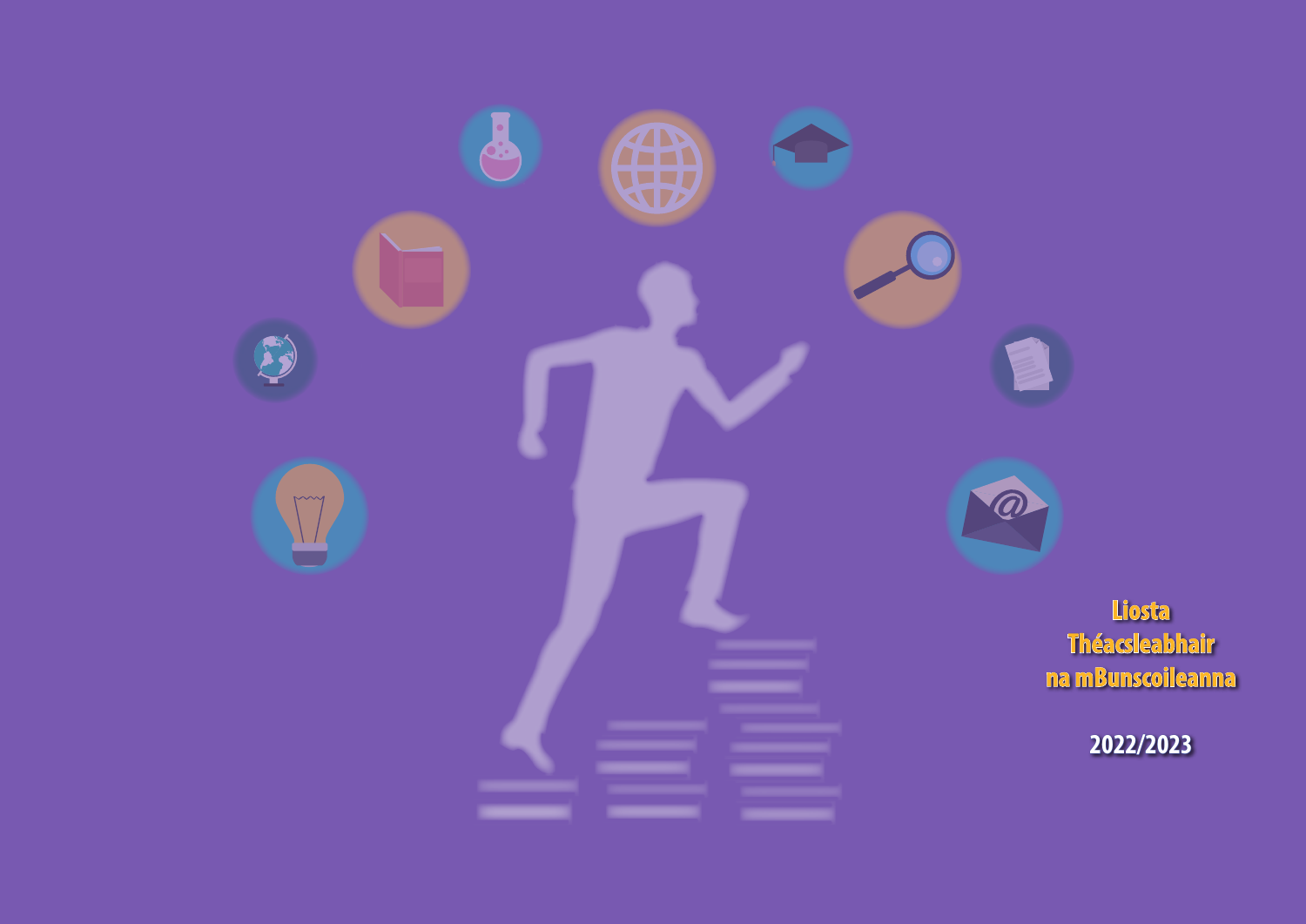Liosta
Théacsleabhair
na mBunscoileanna

2022/2023